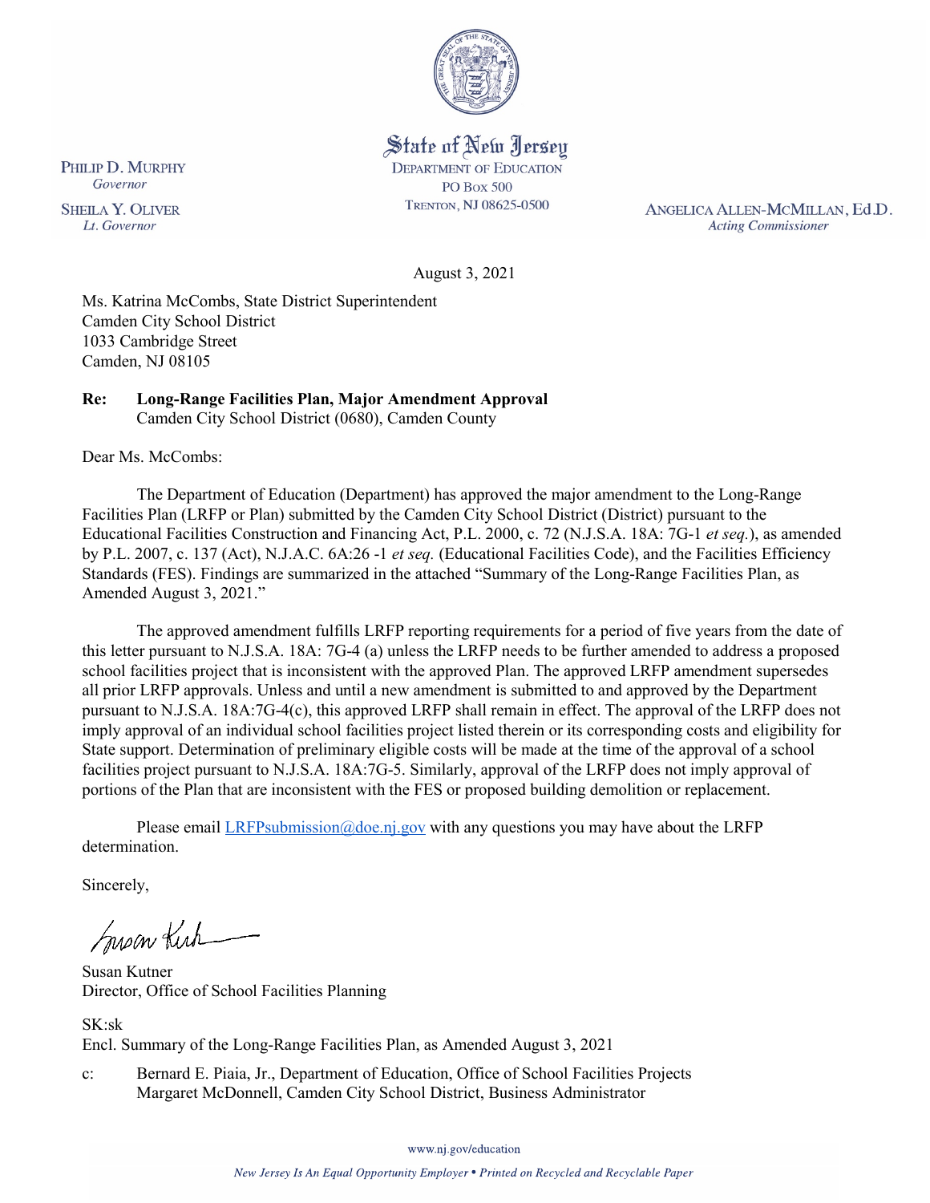State of New Jersey
DEPARTMENT OF EDUCATION
PO Box 500
TRENTON, NJ 08625-0500

PHILIP D. MURPHY
*Governor*

SHEILA Y. OLIVER
*Lt. Governor*

ANGELICA ALLEN-MCMILLAN, Ed.D.
*Acting Commissioner*

August 3, 2021

Ms. Katrina McCombs, State District Superintendent
Camden City School District
1033 Cambridge Street
Camden, NJ 08105

**Re: Long-Range Facilities Plan, Major Amendment Approval**
Camden City School District (0680), Camden County

Dear Ms. McCombs:

The Department of Education (Department) has approved the major amendment to the Long-Range Facilities Plan (LRFP or Plan) submitted by the Camden City School District (District) pursuant to the Educational Facilities Construction and Financing Act, P.L. 2000, c. 72 (N.J.S.A. 18A: 7G-1 *et seq.*), as amended by P.L. 2007, c. 137 (Act), N.J.A.C. 6A:26 -1 *et seq.* (Educational Facilities Code), and the Facilities Efficiency Standards (FES). Findings are summarized in the attached "Summary of the Long-Range Facilities Plan, as Amended August 3, 2021."

The approved amendment fulfills LRFP reporting requirements for a period of five years from the date of this letter pursuant to N.J.S.A. 18A: 7G-4 (a) unless the LRFP needs to be further amended to address a proposed school facilities project that is inconsistent with the approved Plan. The approved LRFP amendment supersedes all prior LRFP approvals. Unless and until a new amendment is submitted to and approved by the Department pursuant to N.J.S.A. 18A:7G-4(c), this approved LRFP shall remain in effect. The approval of the LRFP does not imply approval of an individual school facilities project listed therein or its corresponding costs and eligibility for State support. Determination of preliminary eligible costs will be made at the time of the approval of a school facilities project pursuant to N.J.S.A. 18A:7G-5. Similarly, approval of the LRFP does not imply approval of portions of the Plan that are inconsistent with the FES or proposed building demolition or replacement.

Please email LRFPsubmission@doe.nj.gov with any questions you may have about the LRFP determination.

Sincerely,

Susan Kutner
Director, Office of School Facilities Planning

SK:sk
Encl. Summary of the Long-Range Facilities Plan, as Amended August 3, 2021

c: Bernard E. Piaia, Jr., Department of Education, Office of School Facilities Projects
Margaret McDonnell, Camden City School District, Business Administrator

www.nj.gov/education

*New Jersey Is An Equal Opportunity Employer • Printed on Recycled and Recyclable Paper*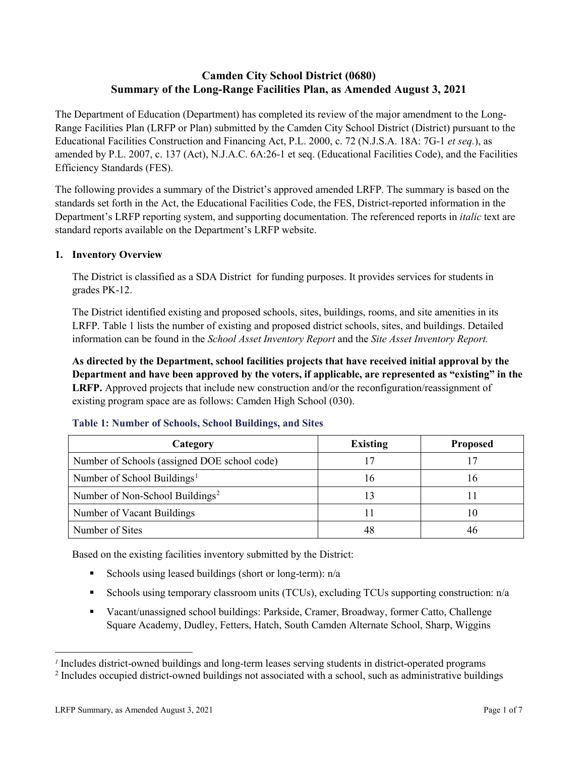# Camden City School District (0680)
## Summary of the Long-Range Facilities Plan, as Amended August 3, 2021

The Department of Education (Department) has completed its review of the major amendment to the Long-Range Facilities Plan (LRFP or Plan) submitted by the Camden City School District (District) pursuant to the Educational Facilities Construction and Financing Act, P.L. 2000, c. 72 (N.J.S.A. 18A: 7G-1 *et seq.*), as amended by P.L. 2007, c. 137 (Act), N.J.A.C. 6A:26-1 et seq. (Educational Facilities Code), and the Facilities Efficiency Standards (FES).

The following provides a summary of the District's approved amended LRFP. The summary is based on the standards set forth in the Act, the Educational Facilities Code, the FES, District-reported information in the Department's LRFP reporting system, and supporting documentation. The referenced reports in *italic* text are standard reports available on the Department's LRFP website.

### 1. Inventory Overview

The District is classified as a SDA District for funding purposes. It provides services for students in grades PK-12.

The District identified existing and proposed schools, sites, buildings, rooms, and site amenities in its LRFP. Table 1 lists the number of existing and proposed district schools, sites, and buildings. Detailed information can be found in the *School Asset Inventory Report* and the *Site Asset Inventory Report.*

**As directed by the Department, school facilities projects that have received initial approval by the Department and have been approved by the voters, if applicable, are represented as "existing" in the LRFP.** Approved projects that include new construction and/or the reconfiguration/reassignment of existing program space are as follows: Camden High School (030).

**Table 1: Number of Schools, School Buildings, and Sites**

| Category | Existing | Proposed |
|---|---|---|
| Number of Schools (assigned DOE school code) | 17 | 17 |
| Number of School Buildings[1] | 16 | 16 |
| Number of Non-School Buildings[2] | 13 | 11 |
| Number of Vacant Buildings | 11 | 10 |
| Number of Sites | 48 | 46 |

Based on the existing facilities inventory submitted by the District:

- Schools using leased buildings (short or long-term): n/a
- Schools using temporary classroom units (TCUs), excluding TCUs supporting construction: n/a
- Vacant/unassigned school buildings: Parkside, Cramer, Broadway, former Catto, Challenge Square Academy, Dudley, Fetters, Hatch, South Camden Alternate School, Sharp, Wiggins

[1] Includes district-owned buildings and long-term leases serving students in district-operated programs

[2] Includes occupied district-owned buildings not associated with a school, such as administrative buildings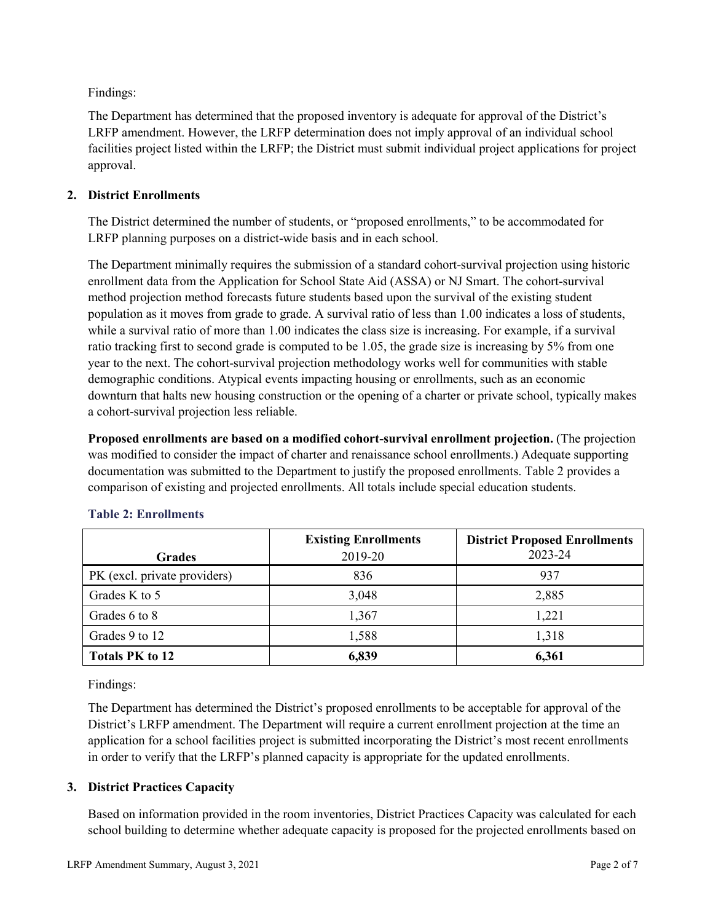Findings:

The Department has determined that the proposed inventory is adequate for approval of the District's LRFP amendment. However, the LRFP determination does not imply approval of an individual school facilities project listed within the LRFP; the District must submit individual project applications for project approval.

## 2. District Enrollments

The District determined the number of students, or "proposed enrollments," to be accommodated for LRFP planning purposes on a district-wide basis and in each school.

The Department minimally requires the submission of a standard cohort-survival projection using historic enrollment data from the Application for School State Aid (ASSA) or NJ Smart. The cohort-survival method projection method forecasts future students based upon the survival of the existing student population as it moves from grade to grade. A survival ratio of less than 1.00 indicates a loss of students, while a survival ratio of more than 1.00 indicates the class size is increasing. For example, if a survival ratio tracking first to second grade is computed to be 1.05, the grade size is increasing by 5% from one year to the next. The cohort-survival projection methodology works well for communities with stable demographic conditions. Atypical events impacting housing or enrollments, such as an economic downturn that halts new housing construction or the opening of a charter or private school, typically makes a cohort-survival projection less reliable.

**Proposed enrollments are based on a modified cohort-survival enrollment projection.** (The projection was modified to consider the impact of charter and renaissance school enrollments.) Adequate supporting documentation was submitted to the Department to justify the proposed enrollments. Table 2 provides a comparison of existing and projected enrollments. All totals include special education students.

**Table 2: Enrollments**

| Grades | Existing Enrollments 2019-20 | District Proposed Enrollments 2023-24 |
|---|---|---|
| PK (excl. private providers) | 836 | 937 |
| Grades K to 5 | 3,048 | 2,885 |
| Grades 6 to 8 | 1,367 | 1,221 |
| Grades 9 to 12 | 1,588 | 1,318 |
| **Totals PK to 12** | **6,839** | **6,361** |

Findings:

The Department has determined the District's proposed enrollments to be acceptable for approval of the District's LRFP amendment. The Department will require a current enrollment projection at the time an application for a school facilities project is submitted incorporating the District's most recent enrollments in order to verify that the LRFP's planned capacity is appropriate for the updated enrollments.

## 3. District Practices Capacity

Based on information provided in the room inventories, District Practices Capacity was calculated for each school building to determine whether adequate capacity is proposed for the projected enrollments based on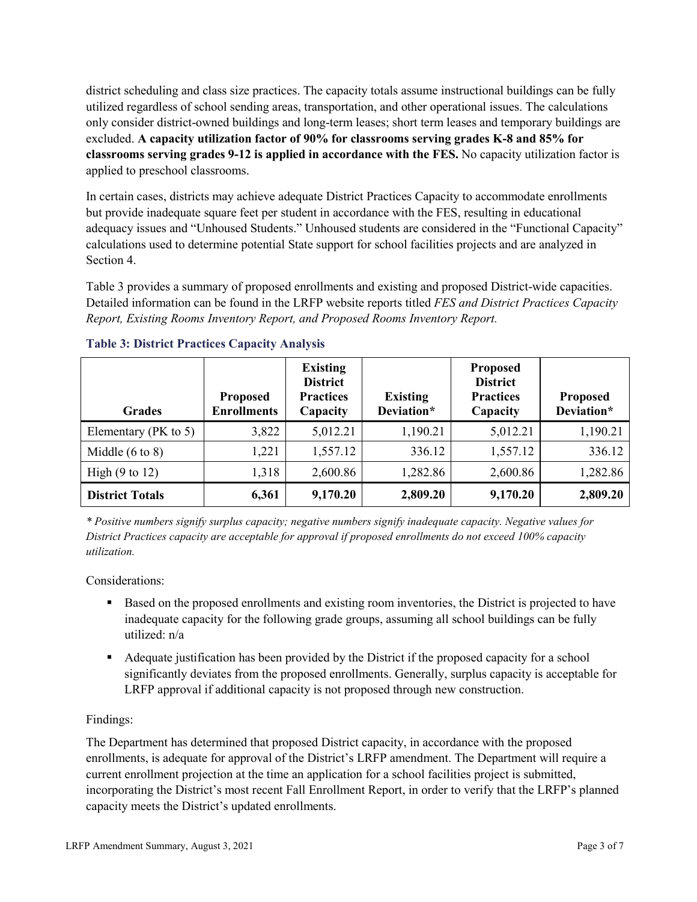district scheduling and class size practices. The capacity totals assume instructional buildings can be fully utilized regardless of school sending areas, transportation, and other operational issues. The calculations only consider district-owned buildings and long-term leases; short term leases and temporary buildings are excluded. **A capacity utilization factor of 90% for classrooms serving grades K-8 and 85% for classrooms serving grades 9-12 is applied in accordance with the FES.** No capacity utilization factor is applied to preschool classrooms.

In certain cases, districts may achieve adequate District Practices Capacity to accommodate enrollments but provide inadequate square feet per student in accordance with the FES, resulting in educational adequacy issues and "Unhoused Students." Unhoused students are considered in the "Functional Capacity" calculations used to determine potential State support for school facilities projects and are analyzed in Section 4.

Table 3 provides a summary of proposed enrollments and existing and proposed District-wide capacities. Detailed information can be found in the LRFP website reports titled *FES and District Practices Capacity Report, Existing Rooms Inventory Report, and Proposed Rooms Inventory Report.*

### Table 3: District Practices Capacity Analysis

| Grades | Proposed Enrollments | Existing District Practices Capacity | Existing Deviation* | Proposed District Practices Capacity | Proposed Deviation* |
|---|---|---|---|---|---|
| Elementary (PK to 5) | 3,822 | 5,012.21 | 1,190.21 | 5,012.21 | 1,190.21 |
| Middle (6 to 8) | 1,221 | 1,557.12 | 336.12 | 1,557.12 | 336.12 |
| High (9 to 12) | 1,318 | 2,600.86 | 1,282.86 | 2,600.86 | 1,282.86 |
| **District Totals** | **6,361** | **9,170.20** | **2,809.20** | **9,170.20** | **2,809.20** |

*\* Positive numbers signify surplus capacity; negative numbers signify inadequate capacity. Negative values for District Practices capacity are acceptable for approval if proposed enrollments do not exceed 100% capacity utilization.*

Considerations:

- Based on the proposed enrollments and existing room inventories, the District is projected to have inadequate capacity for the following grade groups, assuming all school buildings can be fully utilized: n/a
- Adequate justification has been provided by the District if the proposed capacity for a school significantly deviates from the proposed enrollments. Generally, surplus capacity is acceptable for LRFP approval if additional capacity is not proposed through new construction.

Findings:

The Department has determined that proposed District capacity, in accordance with the proposed enrollments, is adequate for approval of the District's LRFP amendment. The Department will require a current enrollment projection at the time an application for a school facilities project is submitted, incorporating the District's most recent Fall Enrollment Report, in order to verify that the LRFP's planned capacity meets the District's updated enrollments.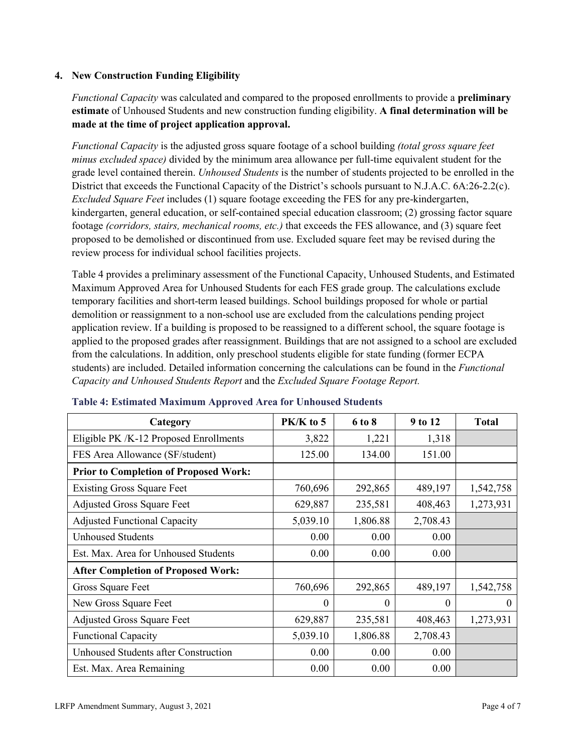### 4. New Construction Funding Eligibility

*Functional Capacity* was calculated and compared to the proposed enrollments to provide a **preliminary estimate** of Unhoused Students and new construction funding eligibility. **A final determination will be made at the time of project application approval.**

*Functional Capacity* is the adjusted gross square footage of a school building *(total gross square feet minus excluded space)* divided by the minimum area allowance per full-time equivalent student for the grade level contained therein. *Unhoused Students* is the number of students projected to be enrolled in the District that exceeds the Functional Capacity of the District's schools pursuant to N.J.A.C. 6A:26-2.2(c). *Excluded Square Feet* includes (1) square footage exceeding the FES for any pre-kindergarten, kindergarten, general education, or self-contained special education classroom; (2) grossing factor square footage *(corridors, stairs, mechanical rooms, etc.)* that exceeds the FES allowance, and (3) square feet proposed to be demolished or discontinued from use. Excluded square feet may be revised during the review process for individual school facilities projects.

Table 4 provides a preliminary assessment of the Functional Capacity, Unhoused Students, and Estimated Maximum Approved Area for Unhoused Students for each FES grade group. The calculations exclude temporary facilities and short-term leased buildings. School buildings proposed for whole or partial demolition or reassignment to a non-school use are excluded from the calculations pending project application review. If a building is proposed to be reassigned to a different school, the square footage is applied to the proposed grades after reassignment. Buildings that are not assigned to a school are excluded from the calculations. In addition, only preschool students eligible for state funding (former ECPA students) are included. Detailed information concerning the calculations can be found in the *Functional Capacity and Unhoused Students Report* and the *Excluded Square Footage Report.*

**Table 4: Estimated Maximum Approved Area for Unhoused Students**

| Category | PK/K to 5 | 6 to 8 | 9 to 12 | Total |
|---|---|---|---|---|
| Eligible PK /K-12 Proposed Enrollments | 3,822 | 1,221 | 1,318 | |
| FES Area Allowance (SF/student) | 125.00 | 134.00 | 151.00 | |
| **Prior to Completion of Proposed Work:** | | | | |
| Existing Gross Square Feet | 760,696 | 292,865 | 489,197 | 1,542,758 |
| Adjusted Gross Square Feet | 629,887 | 235,581 | 408,463 | 1,273,931 |
| Adjusted Functional Capacity | 5,039.10 | 1,806.88 | 2,708.43 | |
| Unhoused Students | 0.00 | 0.00 | 0.00 | |
| Est. Max. Area for Unhoused Students | 0.00 | 0.00 | 0.00 | |
| **After Completion of Proposed Work:** | | | | |
| Gross Square Feet | 760,696 | 292,865 | 489,197 | 1,542,758 |
| New Gross Square Feet | 0 | 0 | 0 | 0 |
| Adjusted Gross Square Feet | 629,887 | 235,581 | 408,463 | 1,273,931 |
| Functional Capacity | 5,039.10 | 1,806.88 | 2,708.43 | |
| Unhoused Students after Construction | 0.00 | 0.00 | 0.00 | |
| Est. Max. Area Remaining | 0.00 | 0.00 | 0.00 | |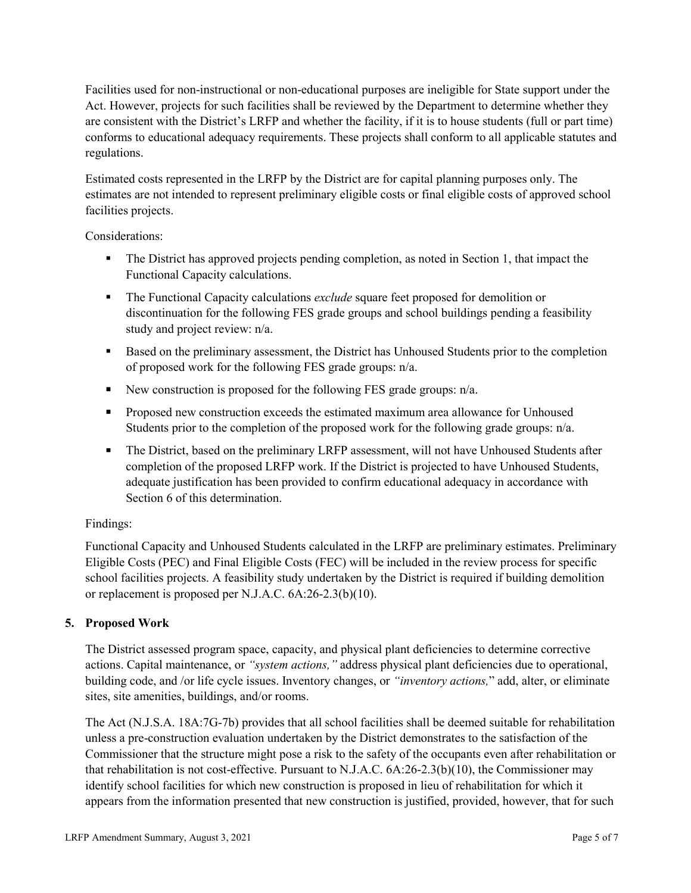Facilities used for non-instructional or non-educational purposes are ineligible for State support under the Act. However, projects for such facilities shall be reviewed by the Department to determine whether they are consistent with the District's LRFP and whether the facility, if it is to house students (full or part time) conforms to educational adequacy requirements. These projects shall conform to all applicable statutes and regulations.

Estimated costs represented in the LRFP by the District are for capital planning purposes only. The estimates are not intended to represent preliminary eligible costs or final eligible costs of approved school facilities projects.

Considerations:

- The District has approved projects pending completion, as noted in Section 1, that impact the Functional Capacity calculations.
- The Functional Capacity calculations *exclude* square feet proposed for demolition or discontinuation for the following FES grade groups and school buildings pending a feasibility study and project review: n/a.
- Based on the preliminary assessment, the District has Unhoused Students prior to the completion of proposed work for the following FES grade groups: n/a.
- New construction is proposed for the following FES grade groups: n/a.
- Proposed new construction exceeds the estimated maximum area allowance for Unhoused Students prior to the completion of the proposed work for the following grade groups: n/a.
- The District, based on the preliminary LRFP assessment, will not have Unhoused Students after completion of the proposed LRFP work. If the District is projected to have Unhoused Students, adequate justification has been provided to confirm educational adequacy in accordance with Section 6 of this determination.

Findings:

Functional Capacity and Unhoused Students calculated in the LRFP are preliminary estimates. Preliminary Eligible Costs (PEC) and Final Eligible Costs (FEC) will be included in the review process for specific school facilities projects. A feasibility study undertaken by the District is required if building demolition or replacement is proposed per N.J.A.C. 6A:26-2.3(b)(10).

## 5. Proposed Work

The District assessed program space, capacity, and physical plant deficiencies to determine corrective actions. Capital maintenance, or *"system actions,"* address physical plant deficiencies due to operational, building code, and /or life cycle issues. Inventory changes, or *"inventory actions,"* add, alter, or eliminate sites, site amenities, buildings, and/or rooms.

The Act (N.J.S.A. 18A:7G-7b) provides that all school facilities shall be deemed suitable for rehabilitation unless a pre-construction evaluation undertaken by the District demonstrates to the satisfaction of the Commissioner that the structure might pose a risk to the safety of the occupants even after rehabilitation or that rehabilitation is not cost-effective. Pursuant to N.J.A.C. 6A:26-2.3(b)(10), the Commissioner may identify school facilities for which new construction is proposed in lieu of rehabilitation for which it appears from the information presented that new construction is justified, provided, however, that for such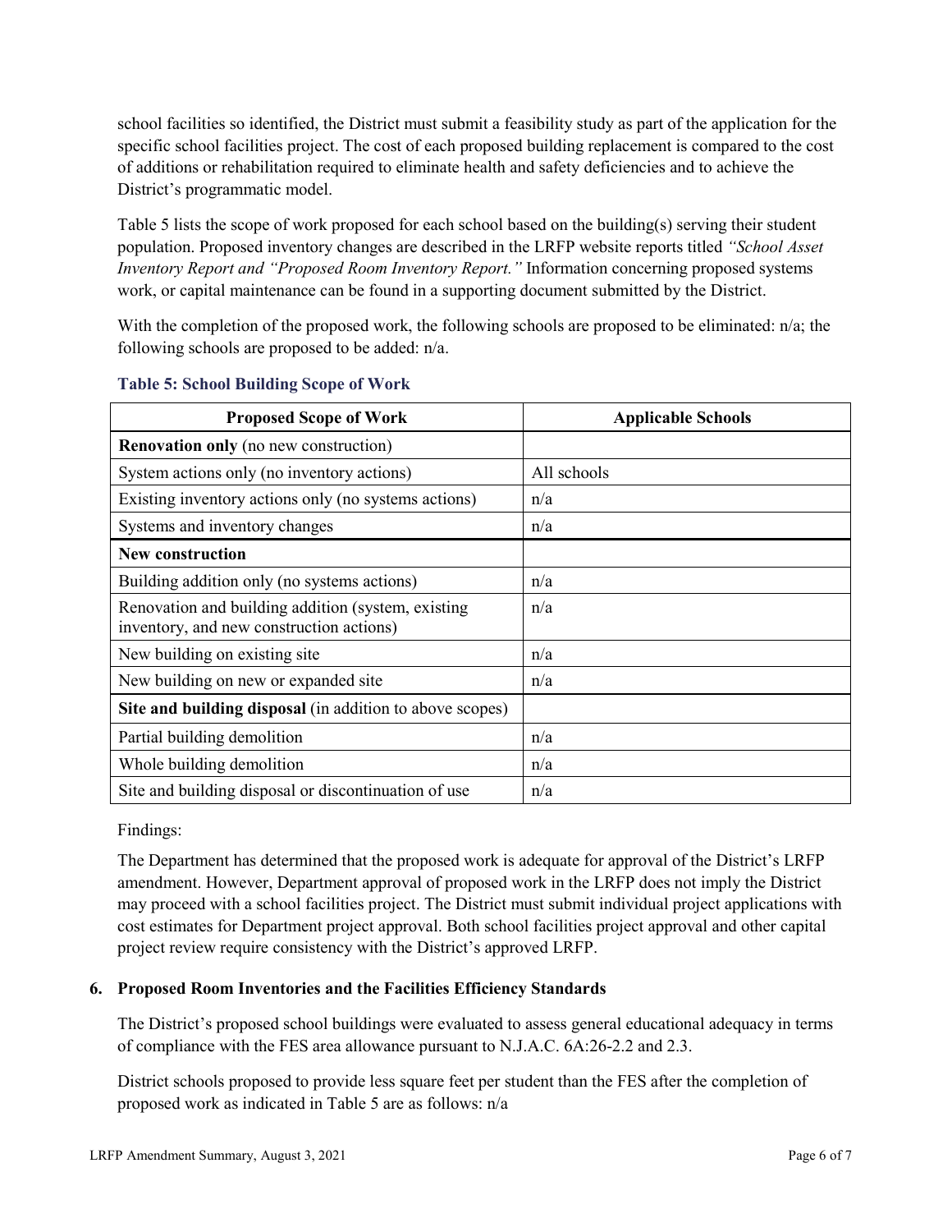school facilities so identified, the District must submit a feasibility study as part of the application for the specific school facilities project. The cost of each proposed building replacement is compared to the cost of additions or rehabilitation required to eliminate health and safety deficiencies and to achieve the District's programmatic model.

Table 5 lists the scope of work proposed for each school based on the building(s) serving their student population. Proposed inventory changes are described in the LRFP website reports titled *"School Asset Inventory Report and "Proposed Room Inventory Report."* Information concerning proposed systems work, or capital maintenance can be found in a supporting document submitted by the District.

With the completion of the proposed work, the following schools are proposed to be eliminated: n/a; the following schools are proposed to be added: n/a.

**Table 5: School Building Scope of Work**

| Proposed Scope of Work | Applicable Schools |
|---|---|
| **Renovation only** (no new construction) | |
| System actions only (no inventory actions) | All schools |
| Existing inventory actions only (no systems actions) | n/a |
| Systems and inventory changes | n/a |
| **New construction** | |
| Building addition only (no systems actions) | n/a |
| Renovation and building addition (system, existing inventory, and new construction actions) | n/a |
| New building on existing site | n/a |
| New building on new or expanded site | n/a |
| **Site and building disposal** (in addition to above scopes) | |
| Partial building demolition | n/a |
| Whole building demolition | n/a |
| Site and building disposal or discontinuation of use | n/a |

Findings:

The Department has determined that the proposed work is adequate for approval of the District's LRFP amendment. However, Department approval of proposed work in the LRFP does not imply the District may proceed with a school facilities project. The District must submit individual project applications with cost estimates for Department project approval. Both school facilities project approval and other capital project review require consistency with the District's approved LRFP.

## 6. Proposed Room Inventories and the Facilities Efficiency Standards

The District's proposed school buildings were evaluated to assess general educational adequacy in terms of compliance with the FES area allowance pursuant to N.J.A.C. 6A:26-2.2 and 2.3.

District schools proposed to provide less square feet per student than the FES after the completion of proposed work as indicated in Table 5 are as follows: n/a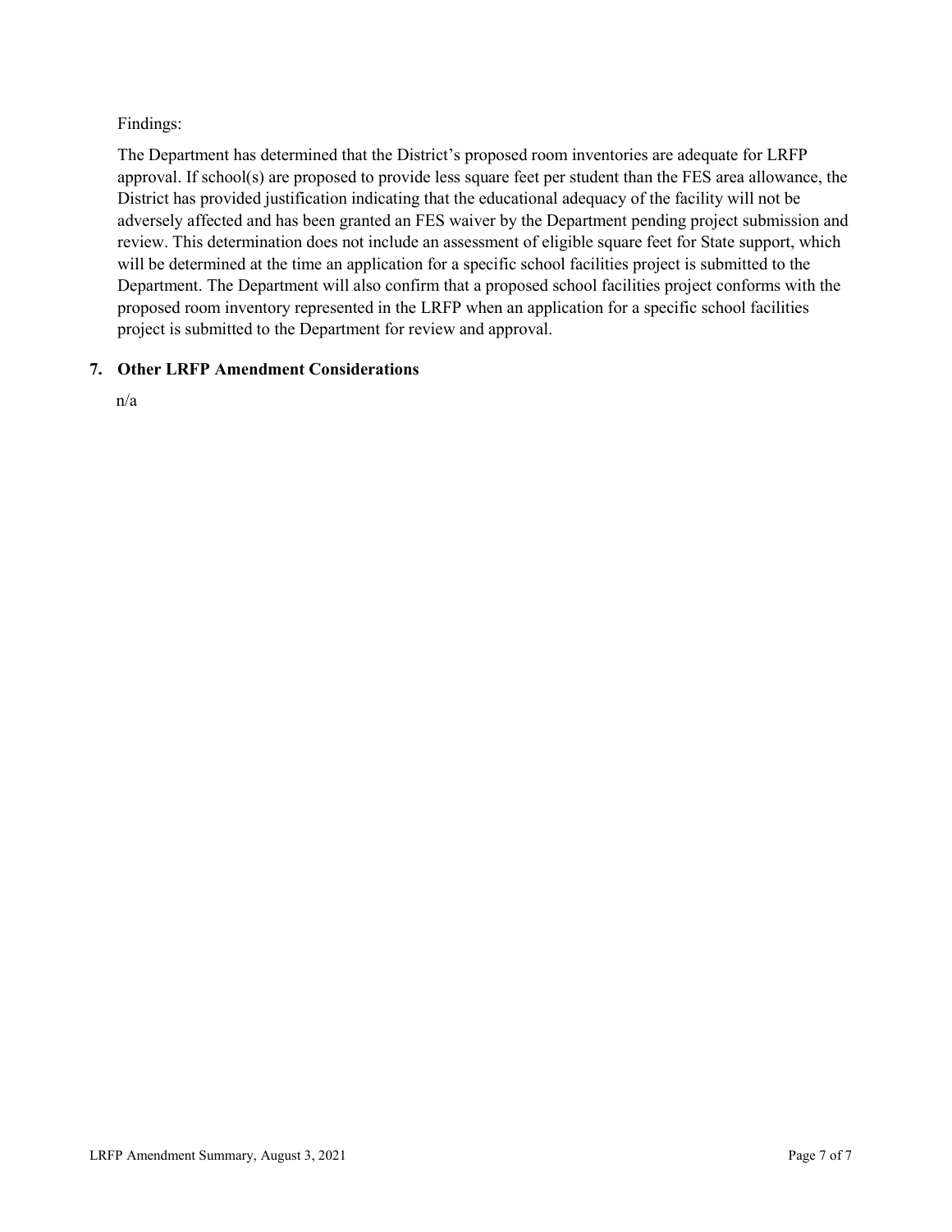Findings:

The Department has determined that the District's proposed room inventories are adequate for LRFP approval. If school(s) are proposed to provide less square feet per student than the FES area allowance, the District has provided justification indicating that the educational adequacy of the facility will not be adversely affected and has been granted an FES waiver by the Department pending project submission and review. This determination does not include an assessment of eligible square feet for State support, which will be determined at the time an application for a specific school facilities project is submitted to the Department. The Department will also confirm that a proposed school facilities project conforms with the proposed room inventory represented in the LRFP when an application for a specific school facilities project is submitted to the Department for review and approval.

## 7. Other LRFP Amendment Considerations

n/a